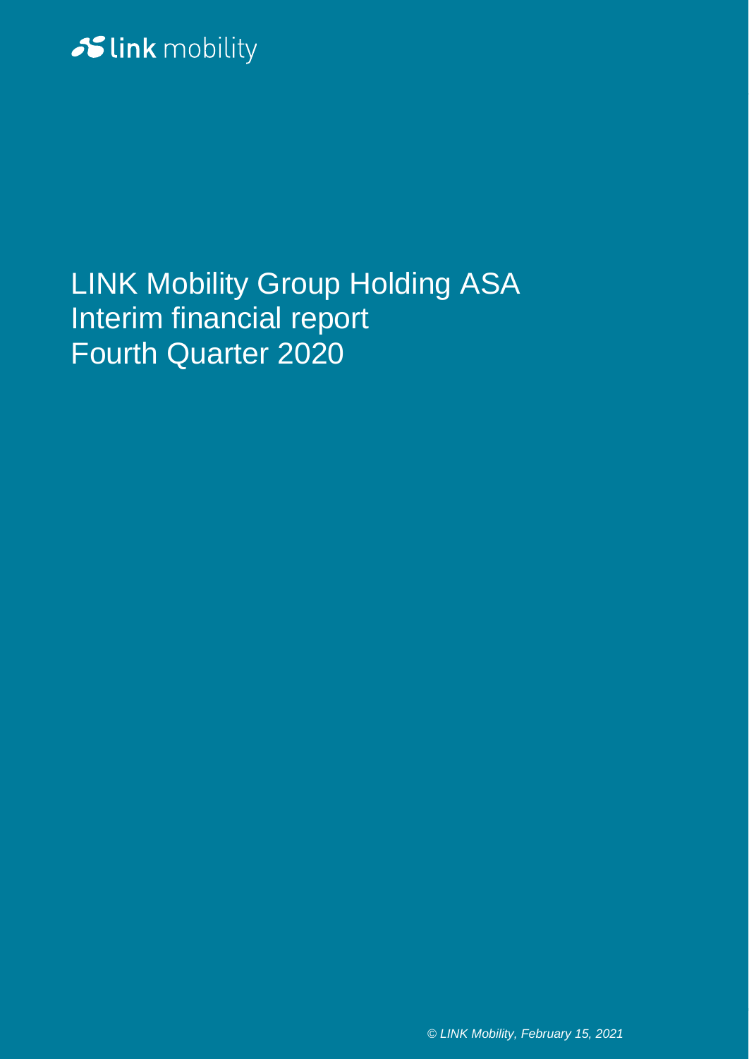link mobility

# LINK Mobility Group Holding ASA
# Interim financial report
# Fourth Quarter 2020

*© LINK Mobility, February 15, 2021*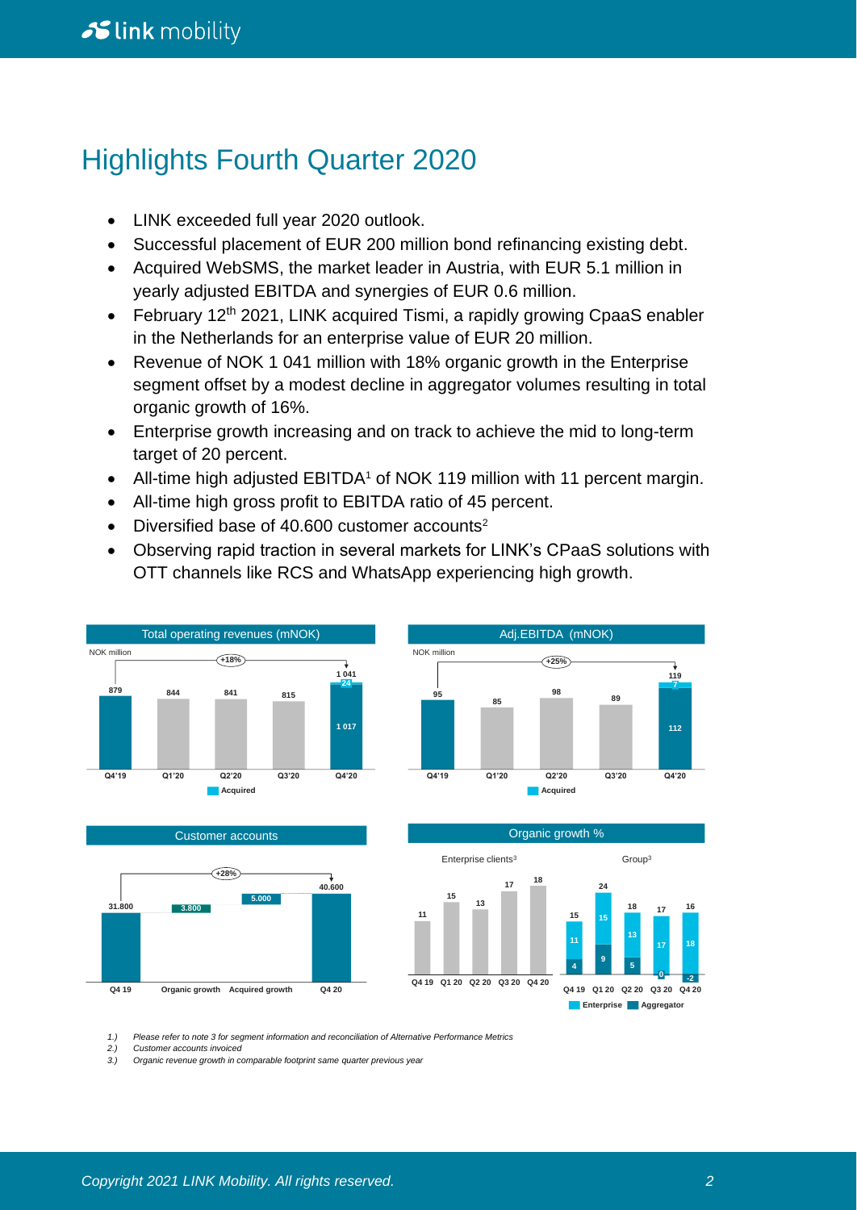# Highlights Fourth Quarter 2020

- LINK exceeded full year 2020 outlook.
- Successful placement of EUR 200 million bond refinancing existing debt.
- Acquired WebSMS, the market leader in Austria, with EUR 5.1 million in yearly adjusted EBITDA and synergies of EUR 0.6 million.
- February 12th 2021, LINK acquired Tismi, a rapidly growing CpaaS enabler in the Netherlands for an enterprise value of EUR 20 million.
- Revenue of NOK 1 041 million with 18% organic growth in the Enterprise segment offset by a modest decline in aggregator volumes resulting in total organic growth of 16%.
- Enterprise growth increasing and on track to achieve the mid to long-term target of 20 percent.
- All-time high adjusted EBITDA[1] of NOK 119 million with 11 percent margin.
- All-time high gross profit to EBITDA ratio of 45 percent.
- Diversified base of 40.600 customer accounts[2]
- Observing rapid traction in several markets for LINK's CPaaS solutions with OTT channels like RCS and WhatsApp experiencing high growth.

**Total operating revenues (mNOK)**

NOK million

| | Q4'19 | Q1'20 | Q2'20 | Q3'20 | Q4'20 |
|---|---|---|---|---|---|
| Total | 879 | 844 | 841 | 815 | 1 041 |
| Organic | | | | | 1 017 |
| Acquired | | | | | 24 |

Growth Q4'19 to Q4'20: +18%

**Adj.EBITDA (mNOK)**

NOK million

| | Q4'19 | Q1'20 | Q2'20 | Q3'20 | Q4'20 |
|---|---|---|---|---|---|
| Total | 95 | 85 | 98 | 89 | 119 |
| Organic | | | | | 112 |
| Acquired | | | | | 7 |

Growth Q4'19 to Q4'20: +25%

**Customer accounts**

| Q4 19 | Organic growth | Acquired growth | Q4 20 |
|---|---|---|---|
| 31.800 | 3.800 | 5.000 | 40.600 |

Growth Q4 19 to Q4 20: +28%

**Organic growth %**

Enterprise clients[3]

| Q4 19 | Q1 20 | Q2 20 | Q3 20 | Q4 20 |
|---|---|---|---|---|
| 11 | 15 | 13 | 17 | 18 |

Group[3]

| | Q4 19 | Q1 20 | Q2 20 | Q3 20 | Q4 20 |
|---|---|---|---|---|---|
| Total | 15 | 24 | 18 | 17 | 16 |
| Enterprise | 11 | 15 | 13 | 17 | 18 |
| Aggregator | 4 | 9 | 5 | 0 | -2 |

1.) *Please refer to note 3 for segment information and reconciliation of Alternative Performance Metrics*
2.) *Customer accounts invoiced*
3.) *Organic revenue growth in comparable footprint same quarter previous year*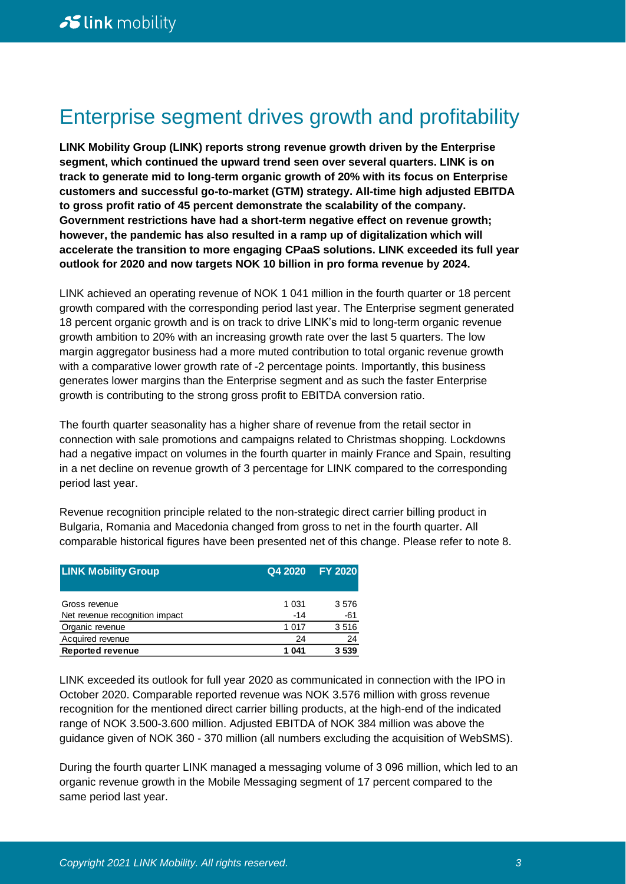# Enterprise segment drives growth and profitability

**LINK Mobility Group (LINK) reports strong revenue growth driven by the Enterprise segment, which continued the upward trend seen over several quarters. LINK is on track to generate mid to long-term organic growth of 20% with its focus on Enterprise customers and successful go-to-market (GTM) strategy. All-time high adjusted EBITDA to gross profit ratio of 45 percent demonstrate the scalability of the company. Government restrictions have had a short-term negative effect on revenue growth; however, the pandemic has also resulted in a ramp up of digitalization which will accelerate the transition to more engaging CPaaS solutions. LINK exceeded its full year outlook for 2020 and now targets NOK 10 billion in pro forma revenue by 2024.**

LINK achieved an operating revenue of NOK 1 041 million in the fourth quarter or 18 percent growth compared with the corresponding period last year. The Enterprise segment generated 18 percent organic growth and is on track to drive LINK's mid to long-term organic revenue growth ambition to 20% with an increasing growth rate over the last 5 quarters. The low margin aggregator business had a more muted contribution to total organic revenue growth with a comparative lower growth rate of -2 percentage points. Importantly, this business generates lower margins than the Enterprise segment and as such the faster Enterprise growth is contributing to the strong gross profit to EBITDA conversion ratio.

The fourth quarter seasonality has a higher share of revenue from the retail sector in connection with sale promotions and campaigns related to Christmas shopping. Lockdowns had a negative impact on volumes in the fourth quarter in mainly France and Spain, resulting in a net decline on revenue growth of 3 percentage for LINK compared to the corresponding period last year.

Revenue recognition principle related to the non-strategic direct carrier billing product in Bulgaria, Romania and Macedonia changed from gross to net in the fourth quarter. All comparable historical figures have been presented net of this change. Please refer to note 8.

| LINK Mobility Group | Q4 2020 | FY 2020 |
|---|---|---|
| Gross revenue | 1 031 | 3 576 |
| Net revenue recognition impact | -14 | -61 |
| Organic revenue | 1 017 | 3 516 |
| Acquired revenue | 24 | 24 |
| **Reported revenue** | **1 041** | **3 539** |

LINK exceeded its outlook for full year 2020 as communicated in connection with the IPO in October 2020. Comparable reported revenue was NOK 3.576 million with gross revenue recognition for the mentioned direct carrier billing products, at the high-end of the indicated range of NOK 3.500-3.600 million. Adjusted EBITDA of NOK 384 million was above the guidance given of NOK 360 - 370 million (all numbers excluding the acquisition of WebSMS).

During the fourth quarter LINK managed a messaging volume of 3 096 million, which led to an organic revenue growth in the Mobile Messaging segment of 17 percent compared to the same period last year.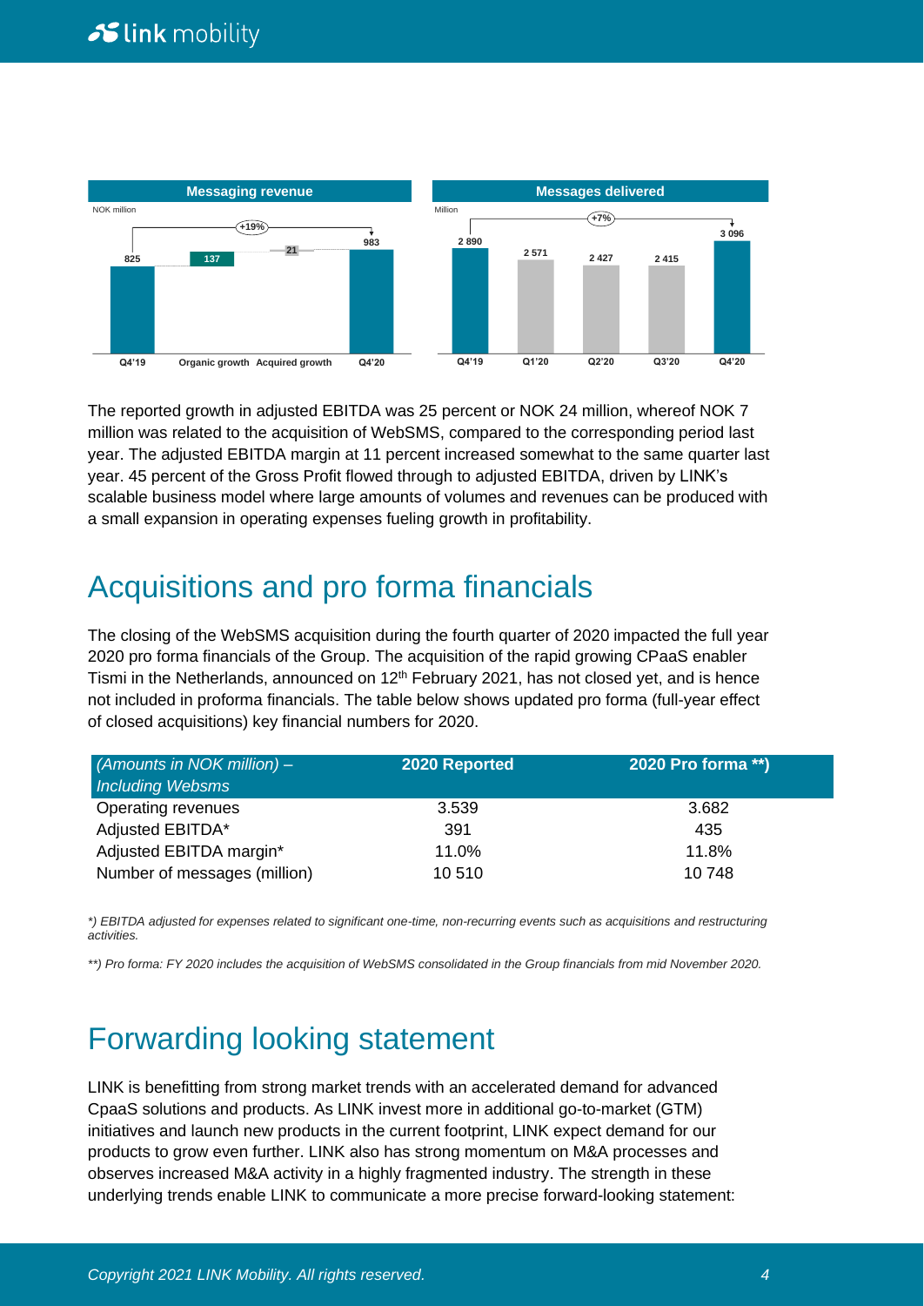**Messaging revenue**

NOK million

| Q4'19 | Organic growth | Acquired growth | Q4'20 |
|---|---|---|---|
| 825 | 137 | 21 | 983 |

+19%

**Messages delivered**

Million

| Q4'19 | Q1'20 | Q2'20 | Q3'20 | Q4'20 |
|---|---|---|---|---|
| 2 890 | 2 571 | 2 427 | 2 415 | 3 096 |

+7%

The reported growth in adjusted EBITDA was 25 percent or NOK 24 million, whereof NOK 7 million was related to the acquisition of WebSMS, compared to the corresponding period last year. The adjusted EBITDA margin at 11 percent increased somewhat to the same quarter last year. 45 percent of the Gross Profit flowed through to adjusted EBITDA, driven by LINK's scalable business model where large amounts of volumes and revenues can be produced with a small expansion in operating expenses fueling growth in profitability.

# Acquisitions and pro forma financials

The closing of the WebSMS acquisition during the fourth quarter of 2020 impacted the full year 2020 pro forma financials of the Group. The acquisition of the rapid growing CPaaS enabler Tismi in the Netherlands, announced on 12th February 2021, has not closed yet, and is hence not included in proforma financials. The table below shows updated pro forma (full-year effect of closed acquisitions) key financial numbers for 2020.

| *(Amounts in NOK million) – Including Websms* | 2020 Reported | 2020 Pro forma **) |
|---|---|---|
| Operating revenues | 3.539 | 3.682 |
| Adjusted EBITDA* | 391 | 435 |
| Adjusted EBITDA margin* | 11.0% | 11.8% |
| Number of messages (million) | 10 510 | 10 748 |

*\*) EBITDA adjusted for expenses related to significant one-time, non-recurring events such as acquisitions and restructuring activities.*

*\*\*) Pro forma: FY 2020 includes the acquisition of WebSMS consolidated in the Group financials from mid November 2020.*

# Forwarding looking statement

LINK is benefitting from strong market trends with an accelerated demand for advanced CpaaS solutions and products. As LINK invest more in additional go-to-market (GTM) initiatives and launch new products in the current footprint, LINK expect demand for our products to grow even further. LINK also has strong momentum on M&A processes and observes increased M&A activity in a highly fragmented industry. The strength in these underlying trends enable LINK to communicate a more precise forward-looking statement: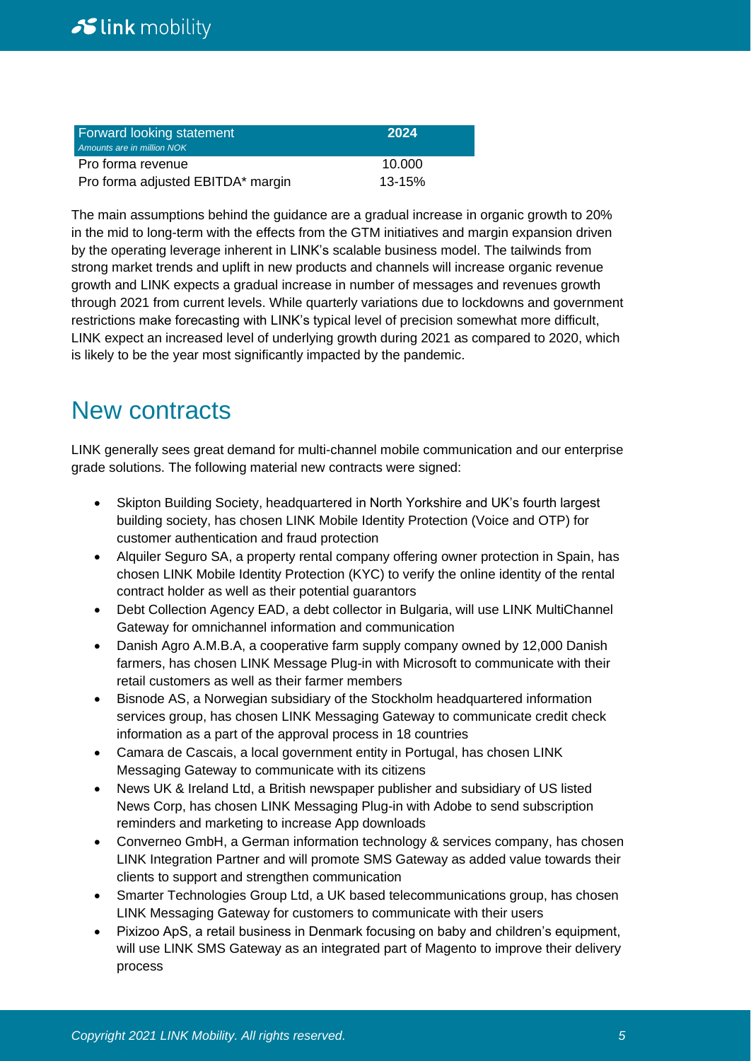| Forward looking statement<br>*Amounts are in million NOK* | 2024 |
|---|---|
| Pro forma revenue | 10.000 |
| Pro forma adjusted EBITDA* margin | 13-15% |

The main assumptions behind the guidance are a gradual increase in organic growth to 20% in the mid to long-term with the effects from the GTM initiatives and margin expansion driven by the operating leverage inherent in LINK's scalable business model. The tailwinds from strong market trends and uplift in new products and channels will increase organic revenue growth and LINK expects a gradual increase in number of messages and revenues growth through 2021 from current levels. While quarterly variations due to lockdowns and government restrictions make forecasting with LINK's typical level of precision somewhat more difficult, LINK expect an increased level of underlying growth during 2021 as compared to 2020, which is likely to be the year most significantly impacted by the pandemic.

# New contracts

LINK generally sees great demand for multi-channel mobile communication and our enterprise grade solutions. The following material new contracts were signed:

- Skipton Building Society, headquartered in North Yorkshire and UK's fourth largest building society, has chosen LINK Mobile Identity Protection (Voice and OTP) for customer authentication and fraud protection
- Alquiler Seguro SA, a property rental company offering owner protection in Spain, has chosen LINK Mobile Identity Protection (KYC) to verify the online identity of the rental contract holder as well as their potential guarantors
- Debt Collection Agency EAD, a debt collector in Bulgaria, will use LINK MultiChannel Gateway for omnichannel information and communication
- Danish Agro A.M.B.A, a cooperative farm supply company owned by 12,000 Danish farmers, has chosen LINK Message Plug-in with Microsoft to communicate with their retail customers as well as their farmer members
- Bisnode AS, a Norwegian subsidiary of the Stockholm headquartered information services group, has chosen LINK Messaging Gateway to communicate credit check information as a part of the approval process in 18 countries
- Camara de Cascais, a local government entity in Portugal, has chosen LINK Messaging Gateway to communicate with its citizens
- News UK & Ireland Ltd, a British newspaper publisher and subsidiary of US listed News Corp, has chosen LINK Messaging Plug-in with Adobe to send subscription reminders and marketing to increase App downloads
- Converneo GmbH, a German information technology & services company, has chosen LINK Integration Partner and will promote SMS Gateway as added value towards their clients to support and strengthen communication
- Smarter Technologies Group Ltd, a UK based telecommunications group, has chosen LINK Messaging Gateway for customers to communicate with their users
- Pixizoo ApS, a retail business in Denmark focusing on baby and children's equipment, will use LINK SMS Gateway as an integrated part of Magento to improve their delivery process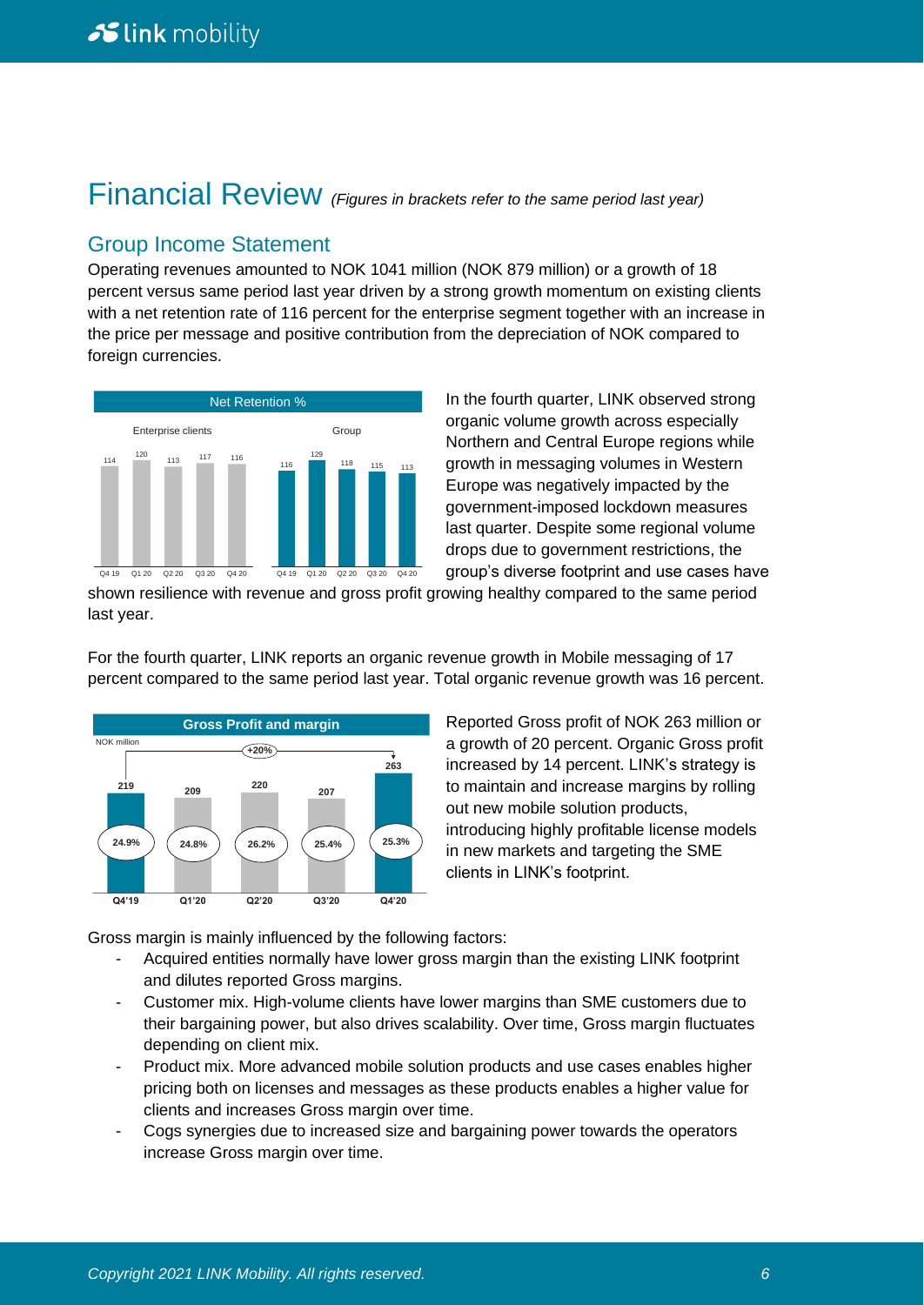# Financial Review *(Figures in brackets refer to the same period last year)*

## Group Income Statement

Operating revenues amounted to NOK 1041 million (NOK 879 million) or a growth of 18 percent versus same period last year driven by a strong growth momentum on existing clients with a net retention rate of 116 percent for the enterprise segment together with an increase in the price per message and positive contribution from the depreciation of NOK compared to foreign currencies.

**Net Retention %**

| | Q4 19 | Q1 20 | Q2 20 | Q3 20 | Q4 20 |
|---|---|---|---|---|---|
| Enterprise clients | 114 | 120 | 113 | 117 | 116 |
| Group | 116 | 129 | 118 | 115 | 113 |

In the fourth quarter, LINK observed strong organic volume growth across especially Northern and Central Europe regions while growth in messaging volumes in Western Europe was negatively impacted by the government-imposed lockdown measures last quarter. Despite some regional volume drops due to government restrictions, the group's diverse footprint and use cases have shown resilience with revenue and gross profit growing healthy compared to the same period last year.

For the fourth quarter, LINK reports an organic revenue growth in Mobile messaging of 17 percent compared to the same period last year. Total organic revenue growth was 16 percent.

**Gross Profit and margin** (NOK million)

| | Q4'19 | Q1'20 | Q2'20 | Q3'20 | Q4'20 |
|---|---|---|---|---|---|
| Gross profit | 219 | 209 | 220 | 207 | 263 |
| Margin | 24.9% | 24.8% | 26.2% | 25.4% | 25.3% |

Q4'19 to Q4'20: +20%

Reported Gross profit of NOK 263 million or a growth of 20 percent. Organic Gross profit increased by 14 percent. LINK's strategy is to maintain and increase margins by rolling out new mobile solution products, introducing highly profitable license models in new markets and targeting the SME clients in LINK's footprint.

Gross margin is mainly influenced by the following factors:

- Acquired entities normally have lower gross margin than the existing LINK footprint and dilutes reported Gross margins.
- Customer mix. High-volume clients have lower margins than SME customers due to their bargaining power, but also drives scalability. Over time, Gross margin fluctuates depending on client mix.
- Product mix. More advanced mobile solution products and use cases enables higher pricing both on licenses and messages as these products enables a higher value for clients and increases Gross margin over time.
- Cogs synergies due to increased size and bargaining power towards the operators increase Gross margin over time.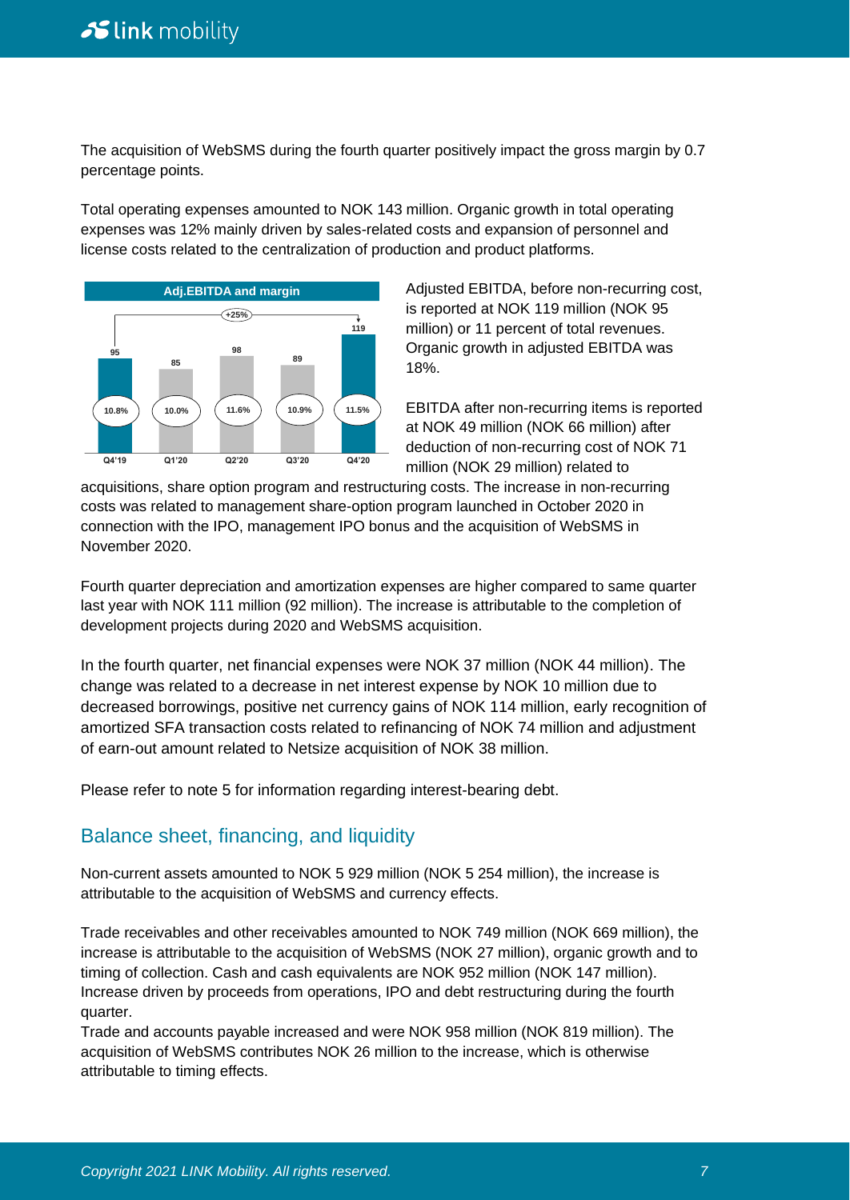The acquisition of WebSMS during the fourth quarter positively impact the gross margin by 0.7 percentage points.

Total operating expenses amounted to NOK 143 million. Organic growth in total operating expenses was 12% mainly driven by sales-related costs and expansion of personnel and license costs related to the centralization of production and product platforms.

**Adj.EBITDA and margin**

| | Q4'19 | Q1'20 | Q2'20 | Q3'20 | Q4'20 |
|---|---|---|---|---|---|
| Adj.EBITDA | 95 | 85 | 98 | 89 | 119 |
| Margin | 10.8% | 10.0% | 11.6% | 10.9% | 11.5% |

+25%

Adjusted EBITDA, before non-recurring cost, is reported at NOK 119 million (NOK 95 million) or 11 percent of total revenues. Organic growth in adjusted EBITDA was 18%.

EBITDA after non-recurring items is reported at NOK 49 million (NOK 66 million) after deduction of non-recurring cost of NOK 71 million (NOK 29 million) related to acquisitions, share option program and restructuring costs. The increase in non-recurring costs was related to management share-option program launched in October 2020 in connection with the IPO, management IPO bonus and the acquisition of WebSMS in November 2020.

Fourth quarter depreciation and amortization expenses are higher compared to same quarter last year with NOK 111 million (92 million). The increase is attributable to the completion of development projects during 2020 and WebSMS acquisition.

In the fourth quarter, net financial expenses were NOK 37 million (NOK 44 million). The change was related to a decrease in net interest expense by NOK 10 million due to decreased borrowings, positive net currency gains of NOK 114 million, early recognition of amortized SFA transaction costs related to refinancing of NOK 74 million and adjustment of earn-out amount related to Netsize acquisition of NOK 38 million.

Please refer to note 5 for information regarding interest-bearing debt.

## Balance sheet, financing, and liquidity

Non-current assets amounted to NOK 5 929 million (NOK 5 254 million), the increase is attributable to the acquisition of WebSMS and currency effects.

Trade receivables and other receivables amounted to NOK 749 million (NOK 669 million), the increase is attributable to the acquisition of WebSMS (NOK 27 million), organic growth and to timing of collection. Cash and cash equivalents are NOK 952 million (NOK 147 million). Increase driven by proceeds from operations, IPO and debt restructuring during the fourth quarter.
Trade and accounts payable increased and were NOK 958 million (NOK 819 million). The acquisition of WebSMS contributes NOK 26 million to the increase, which is otherwise attributable to timing effects.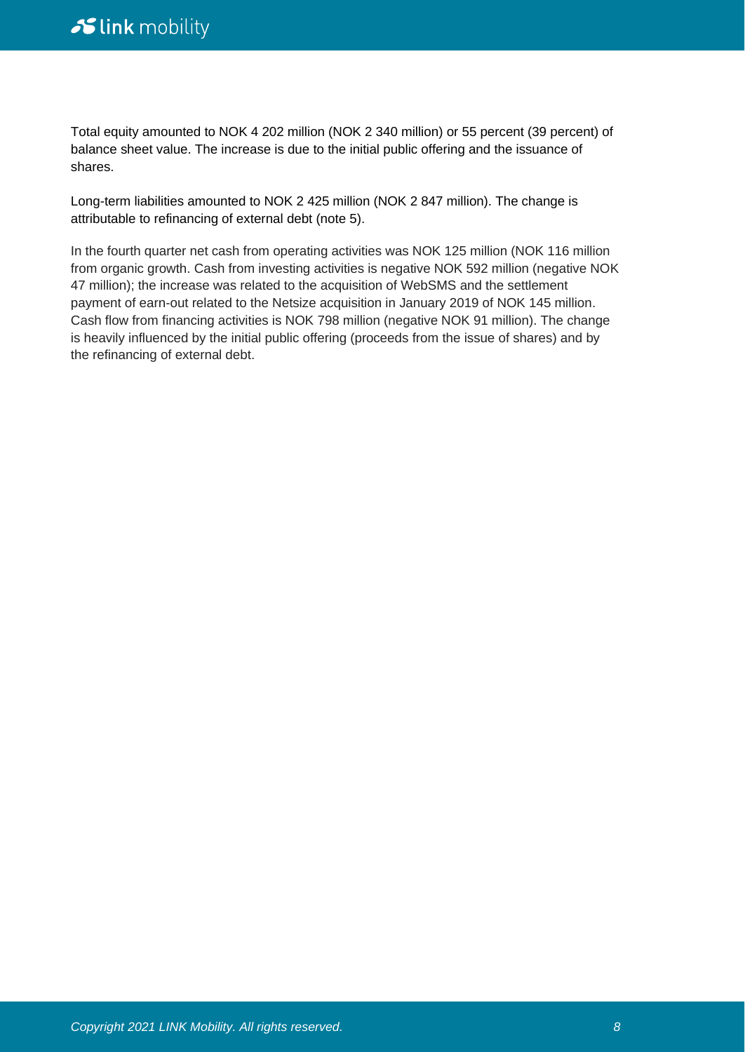Total equity amounted to NOK 4 202 million (NOK 2 340 million) or 55 percent (39 percent) of balance sheet value. The increase is due to the initial public offering and the issuance of shares.

Long-term liabilities amounted to NOK 2 425 million (NOK 2 847 million). The change is attributable to refinancing of external debt (note 5).

In the fourth quarter net cash from operating activities was NOK 125 million (NOK 116 million from organic growth. Cash from investing activities is negative NOK 592 million (negative NOK 47 million); the increase was related to the acquisition of WebSMS and the settlement payment of earn-out related to the Netsize acquisition in January 2019 of NOK 145 million. Cash flow from financing activities is NOK 798 million (negative NOK 91 million). The change is heavily influenced by the initial public offering (proceeds from the issue of shares) and by the refinancing of external debt.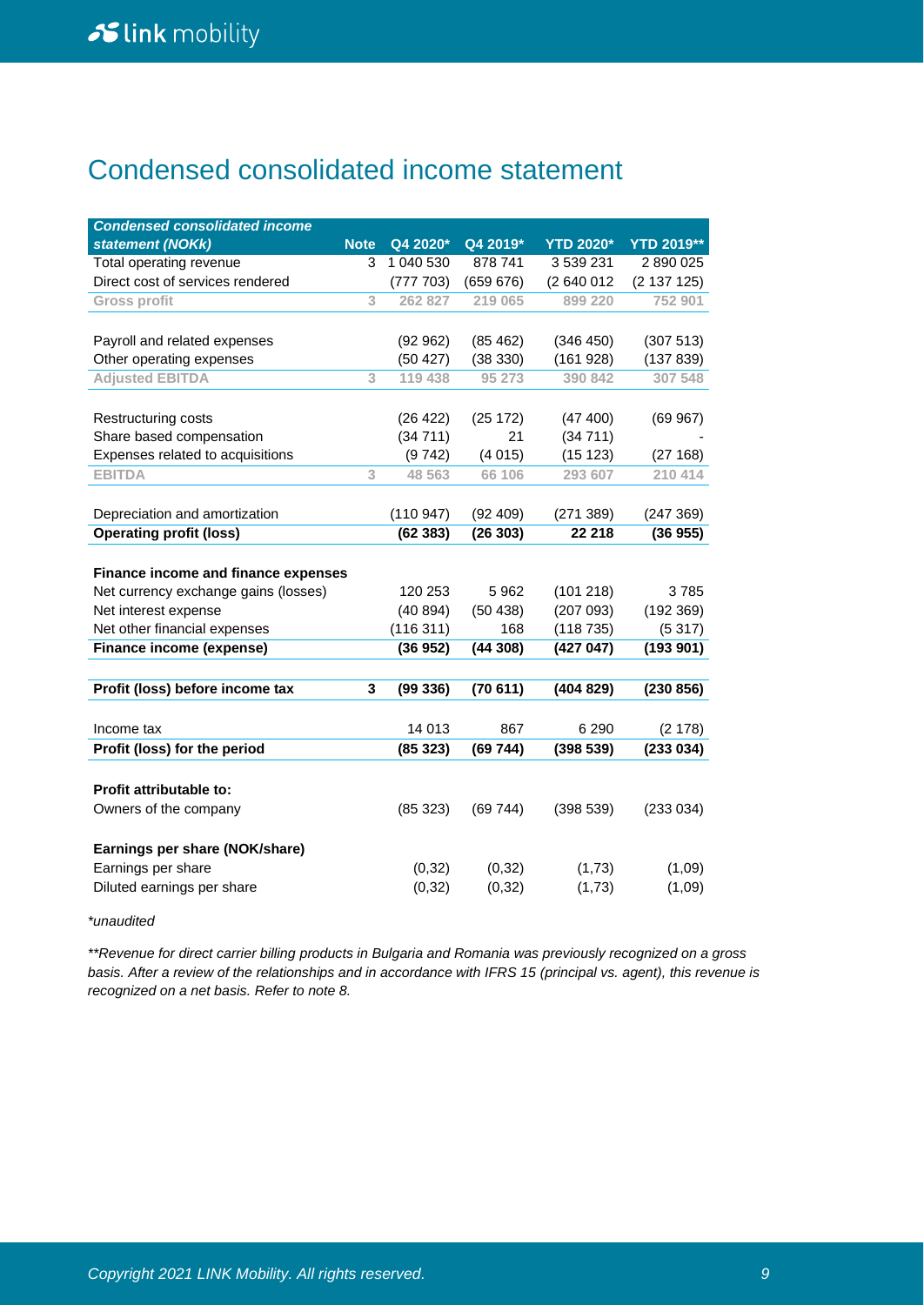# Condensed consolidated income statement

| *Condensed consolidated income statement (NOKk)* | Note | Q4 2020* | Q4 2019* | YTD 2020* | YTD 2019** |
|---|---|---|---|---|---|
| Total operating revenue | 3 | 1 040 530 | 878 741 | 3 539 231 | 2 890 025 |
| Direct cost of services rendered | | (777 703) | (659 676) | (2 640 012 | (2 137 125) |
| **Gross profit** | 3 | **262 827** | **219 065** | **899 220** | **752 901** |
| | | | | | |
| Payroll and related expenses | | (92 962) | (85 462) | (346 450) | (307 513) |
| Other operating expenses | | (50 427) | (38 330) | (161 928) | (137 839) |
| **Adjusted EBITDA** | 3 | **119 438** | **95 273** | **390 842** | **307 548** |
| | | | | | |
| Restructuring costs | | (26 422) | (25 172) | (47 400) | (69 967) |
| Share based compensation | | (34 711) | 21 | (34 711) | - |
| Expenses related to acquisitions | | (9 742) | (4 015) | (15 123) | (27 168) |
| **EBITDA** | 3 | **48 563** | **66 106** | **293 607** | **210 414** |
| | | | | | |
| Depreciation and amortization | | (110 947) | (92 409) | (271 389) | (247 369) |
| **Operating profit (loss)** | | **(62 383)** | **(26 303)** | **22 218** | **(36 955)** |
| | | | | | |
| **Finance income and finance expenses** | | | | | |
| Net currency exchange gains (losses) | | 120 253 | 5 962 | (101 218) | 3 785 |
| Net interest expense | | (40 894) | (50 438) | (207 093) | (192 369) |
| Net other financial expenses | | (116 311) | 168 | (118 735) | (5 317) |
| **Finance income (expense)** | | **(36 952)** | **(44 308)** | **(427 047)** | **(193 901)** |
| | | | | | |
| **Profit (loss) before income tax** | **3** | **(99 336)** | **(70 611)** | **(404 829)** | **(230 856)** |
| | | | | | |
| Income tax | | 14 013 | 867 | 6 290 | (2 178) |
| **Profit (loss) for the period** | | **(85 323)** | **(69 744)** | **(398 539)** | **(233 034)** |
| | | | | | |
| **Profit attributable to:** | | | | | |
| Owners of the company | | (85 323) | (69 744) | (398 539) | (233 034) |
| | | | | | |
| **Earnings per share (NOK/share)** | | | | | |
| Earnings per share | | (0,32) | (0,32) | (1,73) | (1,09) |
| Diluted earnings per share | | (0,32) | (0,32) | (1,73) | (1,09) |

*\*unaudited*

*\*\*Revenue for direct carrier billing products in Bulgaria and Romania was previously recognized on a gross basis. After a review of the relationships and in accordance with IFRS 15 (principal vs. agent), this revenue is recognized on a net basis. Refer to note 8.*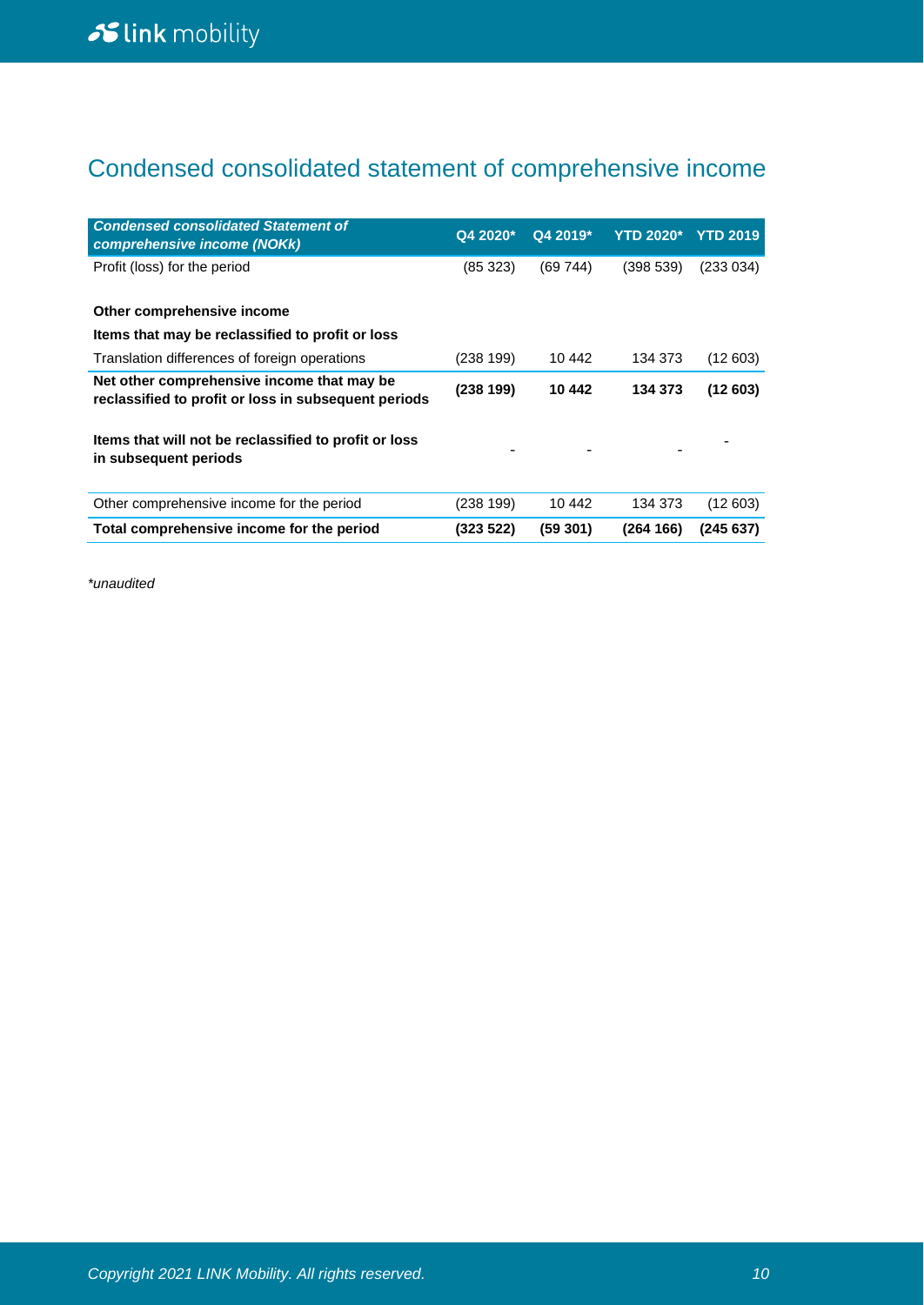# Condensed consolidated statement of comprehensive income

| *Condensed consolidated Statement of comprehensive income (NOKk)* | Q4 2020* | Q4 2019* | YTD 2020* | YTD 2019 |
|---|---|---|---|---|
| Profit (loss) for the period | (85 323) | (69 744) | (398 539) | (233 034) |
| | | | | |
| **Other comprehensive income** | | | | |
| **Items that may be reclassified to profit or loss** | | | | |
| Translation differences of foreign operations | (238 199) | 10 442 | 134 373 | (12 603) |
| **Net other comprehensive income that may be reclassified to profit or loss in subsequent periods** | **(238 199)** | **10 442** | **134 373** | **(12 603)** |
| | | | | |
| **Items that will not be reclassified to profit or loss in subsequent periods** | - | - | - | - |
| | | | | |
| Other comprehensive income for the period | (238 199) | 10 442 | 134 373 | (12 603) |
| **Total comprehensive income for the period** | **(323 522)** | **(59 301)** | **(264 166)** | **(245 637)** |

*\*unaudited*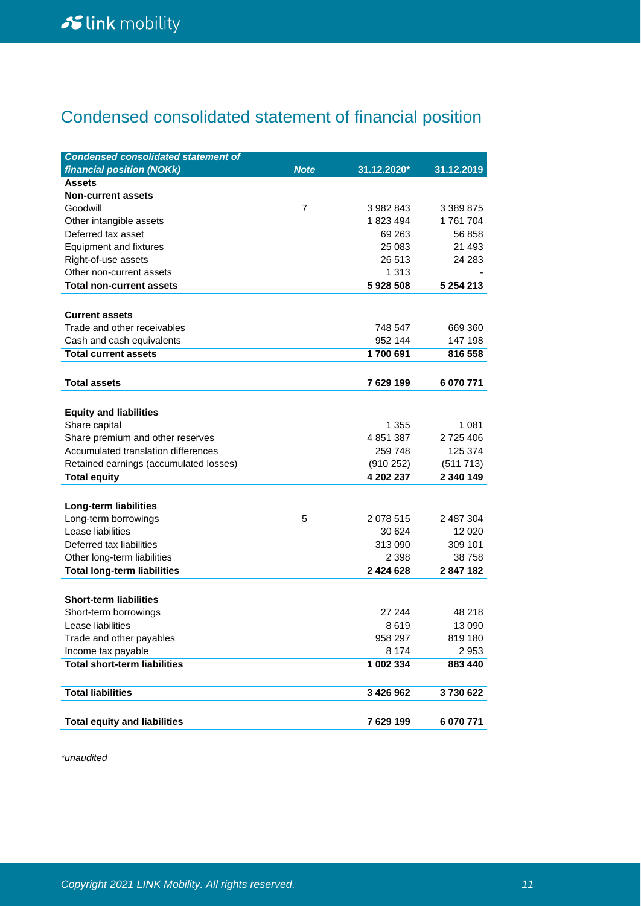# Condensed consolidated statement of financial position

| *Condensed consolidated statement of financial position (NOKk)* | *Note* | 31.12.2020* | 31.12.2019 |
|---|---|---|---|
| **Assets** | | | |
| **Non-current assets** | | | |
| Goodwill | 7 | 3 982 843 | 3 389 875 |
| Other intangible assets | | 1 823 494 | 1 761 704 |
| Deferred tax asset | | 69 263 | 56 858 |
| Equipment and fixtures | | 25 083 | 21 493 |
| Right-of-use assets | | 26 513 | 24 283 |
| Other non-current assets | | 1 313 | - |
| **Total non-current assets** | | **5 928 508** | **5 254 213** |
| | | | |
| **Current assets** | | | |
| Trade and other receivables | | 748 547 | 669 360 |
| Cash and cash equivalents | | 952 144 | 147 198 |
| **Total current assets** | | **1 700 691** | **816 558** |
| | | | |
| **Total assets** | | **7 629 199** | **6 070 771** |
| | | | |
| **Equity and liabilities** | | | |
| Share capital | | 1 355 | 1 081 |
| Share premium and other reserves | | 4 851 387 | 2 725 406 |
| Accumulated translation differences | | 259 748 | 125 374 |
| Retained earnings (accumulated losses) | | (910 252) | (511 713) |
| **Total equity** | | **4 202 237** | **2 340 149** |
| | | | |
| **Long-term liabilities** | | | |
| Long-term borrowings | 5 | 2 078 515 | 2 487 304 |
| Lease liabilities | | 30 624 | 12 020 |
| Deferred tax liabilities | | 313 090 | 309 101 |
| Other long-term liabilities | | 2 398 | 38 758 |
| **Total long-term liabilities** | | **2 424 628** | **2 847 182** |
| | | | |
| **Short-term liabilities** | | | |
| Short-term borrowings | | 27 244 | 48 218 |
| Lease liabilities | | 8 619 | 13 090 |
| Trade and other payables | | 958 297 | 819 180 |
| Income tax payable | | 8 174 | 2 953 |
| **Total short-term liabilities** | | **1 002 334** | **883 440** |
| | | | |
| **Total liabilities** | | **3 426 962** | **3 730 622** |
| | | | |
| **Total equity and liabilities** | | **7 629 199** | **6 070 771** |

*\*unaudited*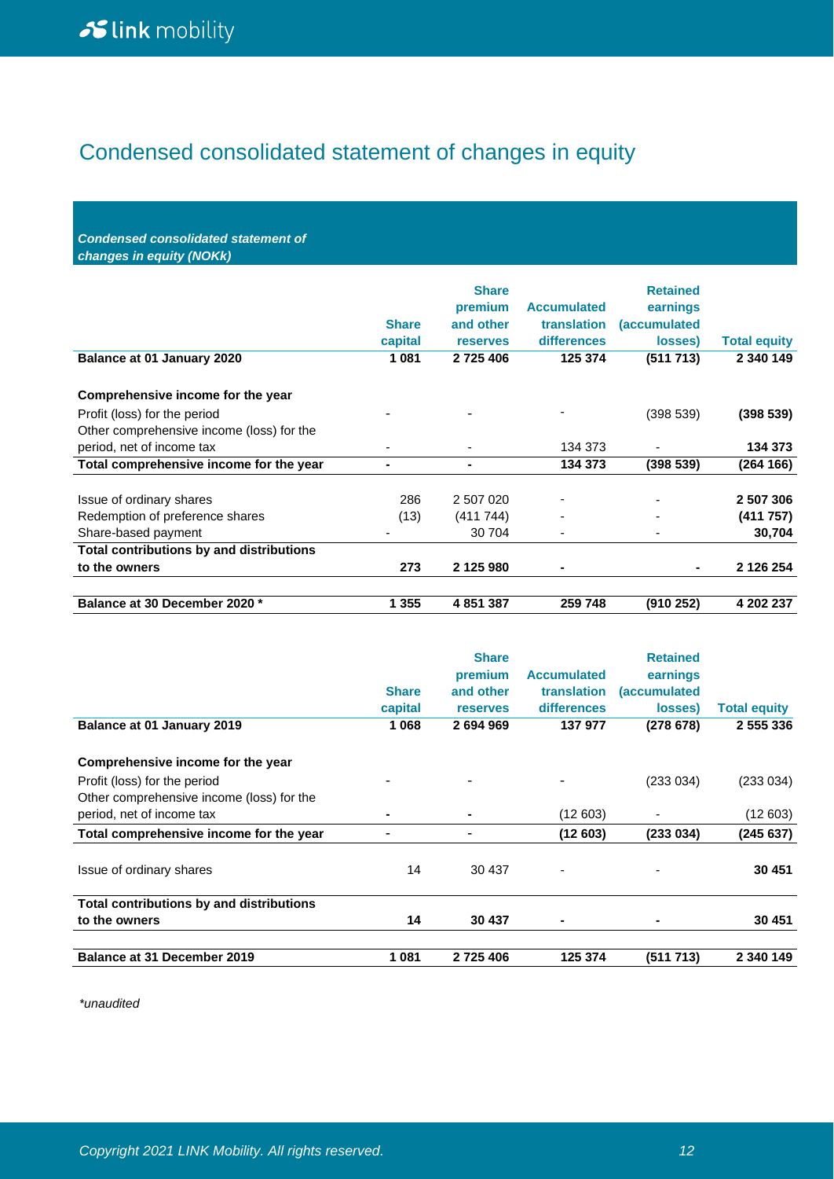# Condensed consolidated statement of changes in equity

***Condensed consolidated statement of changes in equity (NOKk)***

| | Share capital | Share premium and other reserves | Accumulated translation differences | Retained earnings (accumulated losses) | Total equity |
|---|---|---|---|---|---|
| **Balance at 01 January 2020** | **1 081** | **2 725 406** | **125 374** | **(511 713)** | **2 340 149** |
| | | | | | |
| **Comprehensive income for the year** | | | | | |
| Profit (loss) for the period | - | - | - | (398 539) | **(398 539)** |
| Other comprehensive income (loss) for the period, net of income tax | - | - | 134 373 | - | **134 373** |
| **Total comprehensive income for the year** | **-** | **-** | **134 373** | **(398 539)** | **(264 166)** |
| | | | | | |
| Issue of ordinary shares | 286 | 2 507 020 | - | - | **2 507 306** |
| Redemption of preference shares | (13) | (411 744) | - | - | **(411 757)** |
| Share-based payment | - | 30 704 | - | - | **30,704** |
| **Total contributions by and distributions to the owners** | **273** | **2 125 980** | **-** | **-** | **2 126 254** |
| | | | | | |
| **Balance at 30 December 2020 *** | **1 355** | **4 851 387** | **259 748** | **(910 252)** | **4 202 237** |

| | Share capital | Share premium and other reserves | Accumulated translation differences | Retained earnings (accumulated losses) | Total equity |
|---|---|---|---|---|---|
| **Balance at 01 January 2019** | **1 068** | **2 694 969** | **137 977** | **(278 678)** | **2 555 336** |
| | | | | | |
| **Comprehensive income for the year** | | | | | |
| Profit (loss) for the period | - | - | - | (233 034) | (233 034) |
| Other comprehensive income (loss) for the period, net of income tax | **-** | **-** | (12 603) | - | (12 603) |
| **Total comprehensive income for the year** | - | - | **(12 603)** | **(233 034)** | **(245 637)** |
| | | | | | |
| Issue of ordinary shares | 14 | 30 437 | - | - | **30 451** |
| | | | | | |
| **Total contributions by and distributions to the owners** | **14** | **30 437** | **-** | **-** | **30 451** |
| | | | | | |
| **Balance at 31 December 2019** | **1 081** | **2 725 406** | **125 374** | **(511 713)** | **2 340 149** |

*\*unaudited*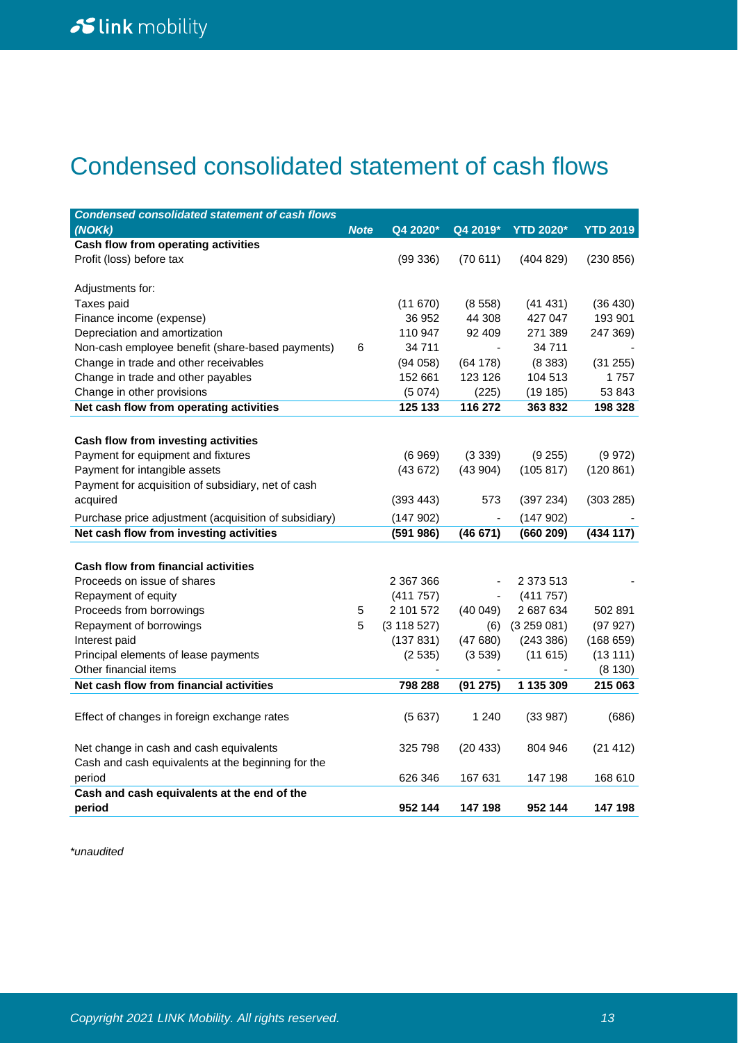# Condensed consolidated statement of cash flows

| *Condensed consolidated statement of cash flows (NOKk)* | *Note* | Q4 2020* | Q4 2019* | YTD 2020* | YTD 2019 |
|---|---|---|---|---|---|
| **Cash flow from operating activities** | | | | | |
| Profit (loss) before tax | | (99 336) | (70 611) | (404 829) | (230 856) |
| | | | | | |
| Adjustments for: | | | | | |
| Taxes paid | | (11 670) | (8 558) | (41 431) | (36 430) |
| Finance income (expense) | | 36 952 | 44 308 | 427 047 | 193 901 |
| Depreciation and amortization | | 110 947 | 92 409 | 271 389 | 247 369) |
| Non-cash employee benefit (share-based payments) | 6 | 34 711 | - | 34 711 | - |
| Change in trade and other receivables | | (94 058) | (64 178) | (8 383) | (31 255) |
| Change in trade and other payables | | 152 661 | 123 126 | 104 513 | 1 757 |
| Change in other provisions | | (5 074) | (225) | (19 185) | 53 843 |
| **Net cash flow from operating activities** | | **125 133** | **116 272** | **363 832** | **198 328** |
| | | | | | |
| **Cash flow from investing activities** | | | | | |
| Payment for equipment and fixtures | | (6 969) | (3 339) | (9 255) | (9 972) |
| Payment for intangible assets | | (43 672) | (43 904) | (105 817) | (120 861) |
| Payment for acquisition of subsidiary, net of cash acquired | | (393 443) | 573 | (397 234) | (303 285) |
| Purchase price adjustment (acquisition of subsidiary) | | (147 902) | - | (147 902) | - |
| **Net cash flow from investing activities** | | **(591 986)** | **(46 671)** | **(660 209)** | **(434 117)** |
| | | | | | |
| **Cash flow from financial activities** | | | | | |
| Proceeds on issue of shares | | 2 367 366 | - | 2 373 513 | - |
| Repayment of equity | | (411 757) | - | (411 757) | |
| Proceeds from borrowings | 5 | 2 101 572 | (40 049) | 2 687 634 | 502 891 |
| Repayment of borrowings | 5 | (3 118 527) | (6) | (3 259 081) | (97 927) |
| Interest paid | | (137 831) | (47 680) | (243 386) | (168 659) |
| Principal elements of lease payments | | (2 535) | (3 539) | (11 615) | (13 111) |
| Other financial items | | - | - | - | (8 130) |
| **Net cash flow from financial activities** | | **798 288** | **(91 275)** | **1 135 309** | **215 063** |
| | | | | | |
| Effect of changes in foreign exchange rates | | (5 637) | 1 240 | (33 987) | (686) |
| | | | | | |
| Net change in cash and cash equivalents | | 325 798 | (20 433) | 804 946 | (21 412) |
| Cash and cash equivalents at the beginning for the period | | 626 346 | 167 631 | 147 198 | 168 610 |
| **Cash and cash equivalents at the end of the period** | | **952 144** | **147 198** | **952 144** | **147 198** |

*unaudited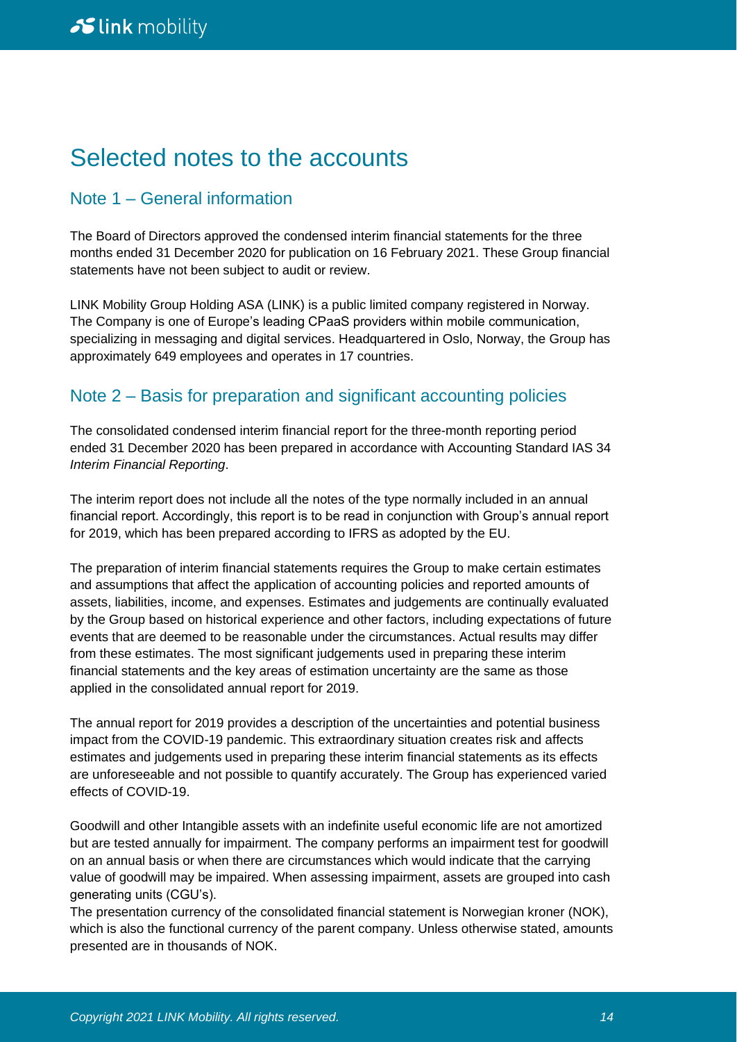# Selected notes to the accounts

## Note 1 – General information

The Board of Directors approved the condensed interim financial statements for the three months ended 31 December 2020 for publication on 16 February 2021. These Group financial statements have not been subject to audit or review.

LINK Mobility Group Holding ASA (LINK) is a public limited company registered in Norway. The Company is one of Europe's leading CPaaS providers within mobile communication, specializing in messaging and digital services. Headquartered in Oslo, Norway, the Group has approximately 649 employees and operates in 17 countries.

## Note 2 – Basis for preparation and significant accounting policies

The consolidated condensed interim financial report for the three-month reporting period ended 31 December 2020 has been prepared in accordance with Accounting Standard IAS 34 *Interim Financial Reporting*.

The interim report does not include all the notes of the type normally included in an annual financial report. Accordingly, this report is to be read in conjunction with Group's annual report for 2019, which has been prepared according to IFRS as adopted by the EU.

The preparation of interim financial statements requires the Group to make certain estimates and assumptions that affect the application of accounting policies and reported amounts of assets, liabilities, income, and expenses. Estimates and judgements are continually evaluated by the Group based on historical experience and other factors, including expectations of future events that are deemed to be reasonable under the circumstances. Actual results may differ from these estimates. The most significant judgements used in preparing these interim financial statements and the key areas of estimation uncertainty are the same as those applied in the consolidated annual report for 2019.

The annual report for 2019 provides a description of the uncertainties and potential business impact from the COVID-19 pandemic. This extraordinary situation creates risk and affects estimates and judgements used in preparing these interim financial statements as its effects are unforeseeable and not possible to quantify accurately. The Group has experienced varied effects of COVID-19.

Goodwill and other Intangible assets with an indefinite useful economic life are not amortized but are tested annually for impairment. The company performs an impairment test for goodwill on an annual basis or when there are circumstances which would indicate that the carrying value of goodwill may be impaired. When assessing impairment, assets are grouped into cash generating units (CGU's).
The presentation currency of the consolidated financial statement is Norwegian kroner (NOK), which is also the functional currency of the parent company. Unless otherwise stated, amounts presented are in thousands of NOK.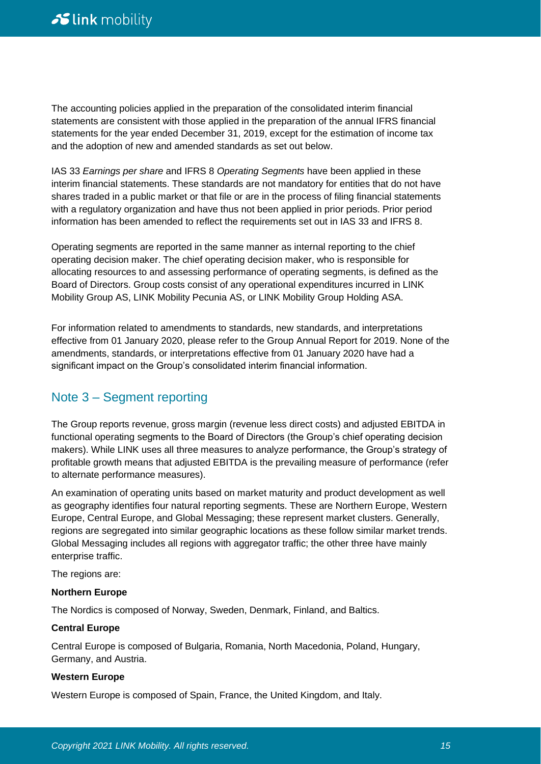The accounting policies applied in the preparation of the consolidated interim financial statements are consistent with those applied in the preparation of the annual IFRS financial statements for the year ended December 31, 2019, except for the estimation of income tax and the adoption of new and amended standards as set out below.

IAS 33 *Earnings per share* and IFRS 8 *Operating Segments* have been applied in these interim financial statements. These standards are not mandatory for entities that do not have shares traded in a public market or that file or are in the process of filing financial statements with a regulatory organization and have thus not been applied in prior periods. Prior period information has been amended to reflect the requirements set out in IAS 33 and IFRS 8.

Operating segments are reported in the same manner as internal reporting to the chief operating decision maker. The chief operating decision maker, who is responsible for allocating resources to and assessing performance of operating segments, is defined as the Board of Directors. Group costs consist of any operational expenditures incurred in LINK Mobility Group AS, LINK Mobility Pecunia AS, or LINK Mobility Group Holding ASA.

For information related to amendments to standards, new standards, and interpretations effective from 01 January 2020, please refer to the Group Annual Report for 2019. None of the amendments, standards, or interpretations effective from 01 January 2020 have had a significant impact on the Group's consolidated interim financial information.

## Note 3 – Segment reporting

The Group reports revenue, gross margin (revenue less direct costs) and adjusted EBITDA in functional operating segments to the Board of Directors (the Group's chief operating decision makers). While LINK uses all three measures to analyze performance, the Group's strategy of profitable growth means that adjusted EBITDA is the prevailing measure of performance (refer to alternate performance measures).

An examination of operating units based on market maturity and product development as well as geography identifies four natural reporting segments. These are Northern Europe, Western Europe, Central Europe, and Global Messaging; these represent market clusters. Generally, regions are segregated into similar geographic locations as these follow similar market trends. Global Messaging includes all regions with aggregator traffic; the other three have mainly enterprise traffic.

The regions are:

**Northern Europe**

The Nordics is composed of Norway, Sweden, Denmark, Finland, and Baltics.

**Central Europe**

Central Europe is composed of Bulgaria, Romania, North Macedonia, Poland, Hungary, Germany, and Austria.

**Western Europe**

Western Europe is composed of Spain, France, the United Kingdom, and Italy.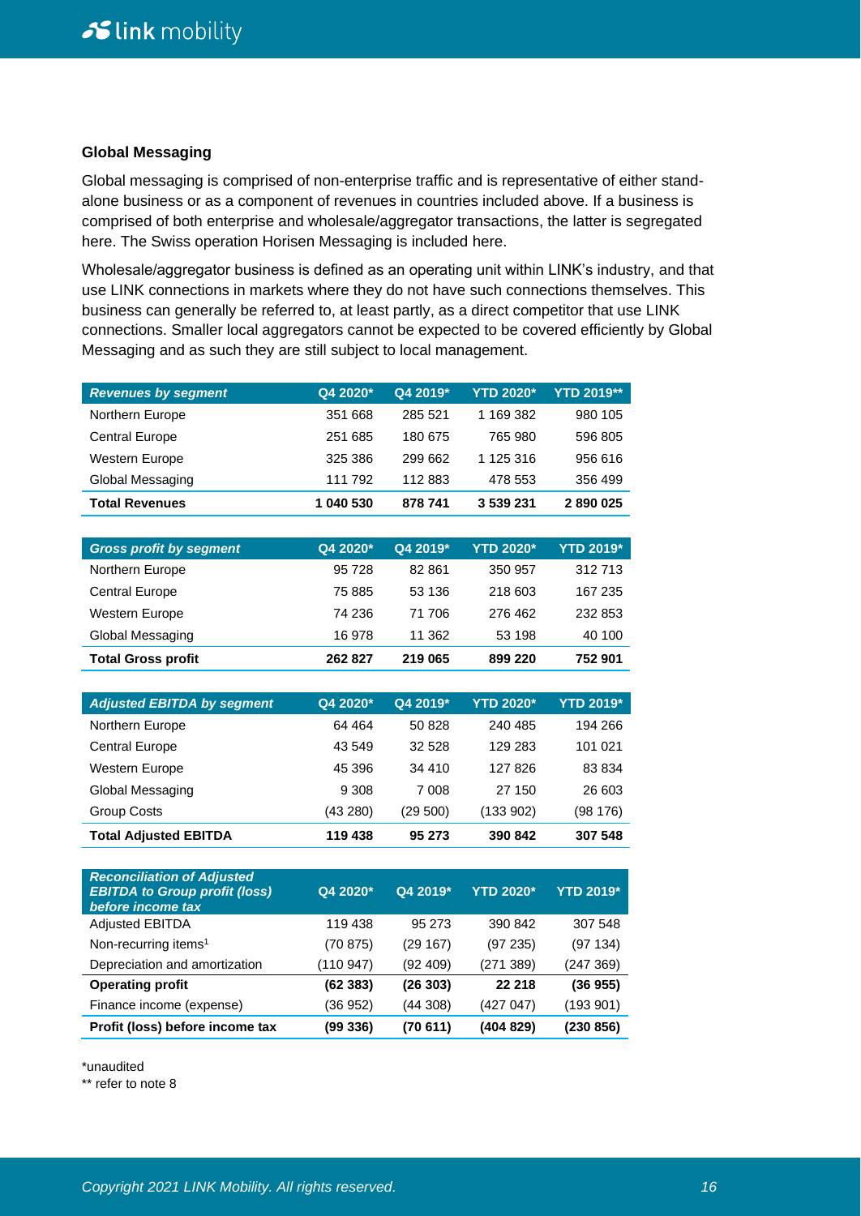### Global Messaging

Global messaging is comprised of non-enterprise traffic and is representative of either stand-alone business or as a component of revenues in countries included above. If a business is comprised of both enterprise and wholesale/aggregator transactions, the latter is segregated here. The Swiss operation Horisen Messaging is included here.

Wholesale/aggregator business is defined as an operating unit within LINK's industry, and that use LINK connections in markets where they do not have such connections themselves. This business can generally be referred to, at least partly, as a direct competitor that use LINK connections. Smaller local aggregators cannot be expected to be covered efficiently by Global Messaging and as such they are still subject to local management.

| *Revenues by segment* | Q4 2020* | Q4 2019* | YTD 2020* | YTD 2019** |
|---|---|---|---|---|
| Northern Europe | 351 668 | 285 521 | 1 169 382 | 980 105 |
| Central Europe | 251 685 | 180 675 | 765 980 | 596 805 |
| Western Europe | 325 386 | 299 662 | 1 125 316 | 956 616 |
| Global Messaging | 111 792 | 112 883 | 478 553 | 356 499 |
| **Total Revenues** | **1 040 530** | **878 741** | **3 539 231** | **2 890 025** |

| *Gross profit by segment* | Q4 2020* | Q4 2019* | YTD 2020* | YTD 2019* |
|---|---|---|---|---|
| Northern Europe | 95 728 | 82 861 | 350 957 | 312 713 |
| Central Europe | 75 885 | 53 136 | 218 603 | 167 235 |
| Western Europe | 74 236 | 71 706 | 276 462 | 232 853 |
| Global Messaging | 16 978 | 11 362 | 53 198 | 40 100 |
| **Total Gross profit** | **262 827** | **219 065** | **899 220** | **752 901** |

| *Adjusted EBITDA by segment* | Q4 2020* | Q4 2019* | YTD 2020* | YTD 2019* |
|---|---|---|---|---|
| Northern Europe | 64 464 | 50 828 | 240 485 | 194 266 |
| Central Europe | 43 549 | 32 528 | 129 283 | 101 021 |
| Western Europe | 45 396 | 34 410 | 127 826 | 83 834 |
| Global Messaging | 9 308 | 7 008 | 27 150 | 26 603 |
| Group Costs | (43 280) | (29 500) | (133 902) | (98 176) |
| **Total Adjusted EBITDA** | **119 438** | **95 273** | **390 842** | **307 548** |

| *Reconciliation of Adjusted EBITDA to Group profit (loss) before income tax* | Q4 2020* | Q4 2019* | YTD 2020* | YTD 2019* |
|---|---|---|---|---|
| Adjusted EBITDA | 119 438 | 95 273 | 390 842 | 307 548 |
| Non-recurring items[1] | (70 875) | (29 167) | (97 235) | (97 134) |
| Depreciation and amortization | (110 947) | (92 409) | (271 389) | (247 369) |
| **Operating profit** | **(62 383)** | **(26 303)** | **22 218** | **(36 955)** |
| Finance income (expense) | (36 952) | (44 308) | (427 047) | (193 901) |
| **Profit (loss) before income tax** | **(99 336)** | **(70 611)** | **(404 829)** | **(230 856)** |

*unaudited

** refer to note 8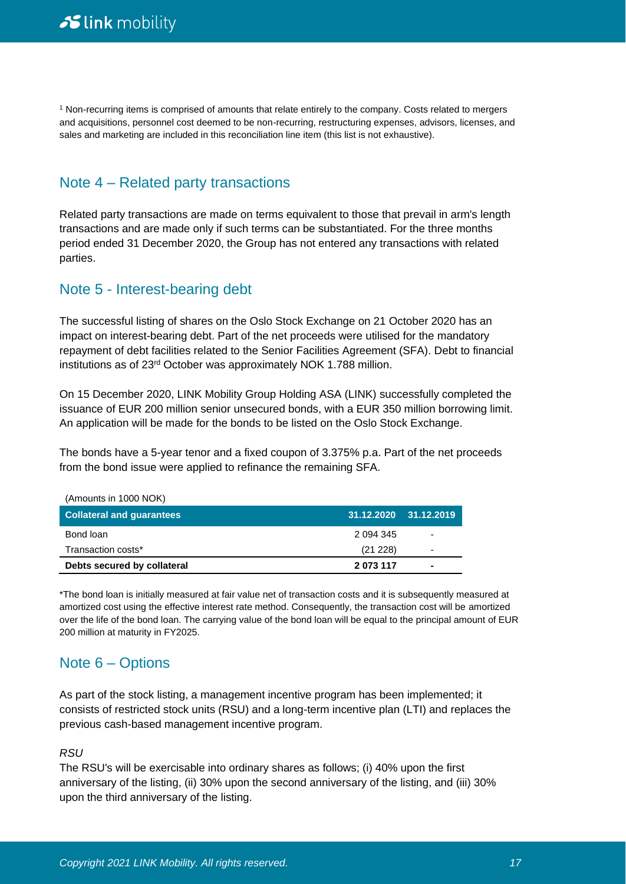[1] Non-recurring items is comprised of amounts that relate entirely to the company. Costs related to mergers and acquisitions, personnel cost deemed to be non-recurring, restructuring expenses, advisors, licenses, and sales and marketing are included in this reconciliation line item (this list is not exhaustive).

## Note 4 – Related party transactions

Related party transactions are made on terms equivalent to those that prevail in arm's length transactions and are made only if such terms can be substantiated. For the three months period ended 31 December 2020, the Group has not entered any transactions with related parties.

## Note 5 - Interest-bearing debt

The successful listing of shares on the Oslo Stock Exchange on 21 October 2020 has an impact on interest-bearing debt. Part of the net proceeds were utilised for the mandatory repayment of debt facilities related to the Senior Facilities Agreement (SFA). Debt to financial institutions as of 23rd October was approximately NOK 1.788 million.

On 15 December 2020, LINK Mobility Group Holding ASA (LINK) successfully completed the issuance of EUR 200 million senior unsecured bonds, with a EUR 350 million borrowing limit. An application will be made for the bonds to be listed on the Oslo Stock Exchange.

The bonds have a 5-year tenor and a fixed coupon of 3.375% p.a. Part of the net proceeds from the bond issue were applied to refinance the remaining SFA.

(Amounts in 1000 NOK)

| Collateral and guarantees | 31.12.2020 | 31.12.2019 |
|---|---|---|
| Bond loan | 2 094 345 | - |
| Transaction costs* | (21 228) | - |
| **Debts secured by collateral** | **2 073 117** | **-** |

*The bond loan is initially measured at fair value net of transaction costs and it is subsequently measured at amortized cost using the effective interest rate method. Consequently, the transaction cost will be amortized over the life of the bond loan. The carrying value of the bond loan will be equal to the principal amount of EUR 200 million at maturity in FY2025.

## Note 6 – Options

As part of the stock listing, a management incentive program has been implemented; it consists of restricted stock units (RSU) and a long-term incentive plan (LTI) and replaces the previous cash-based management incentive program.

*RSU*

The RSU's will be exercisable into ordinary shares as follows; (i) 40% upon the first anniversary of the listing, (ii) 30% upon the second anniversary of the listing, and (iii) 30% upon the third anniversary of the listing.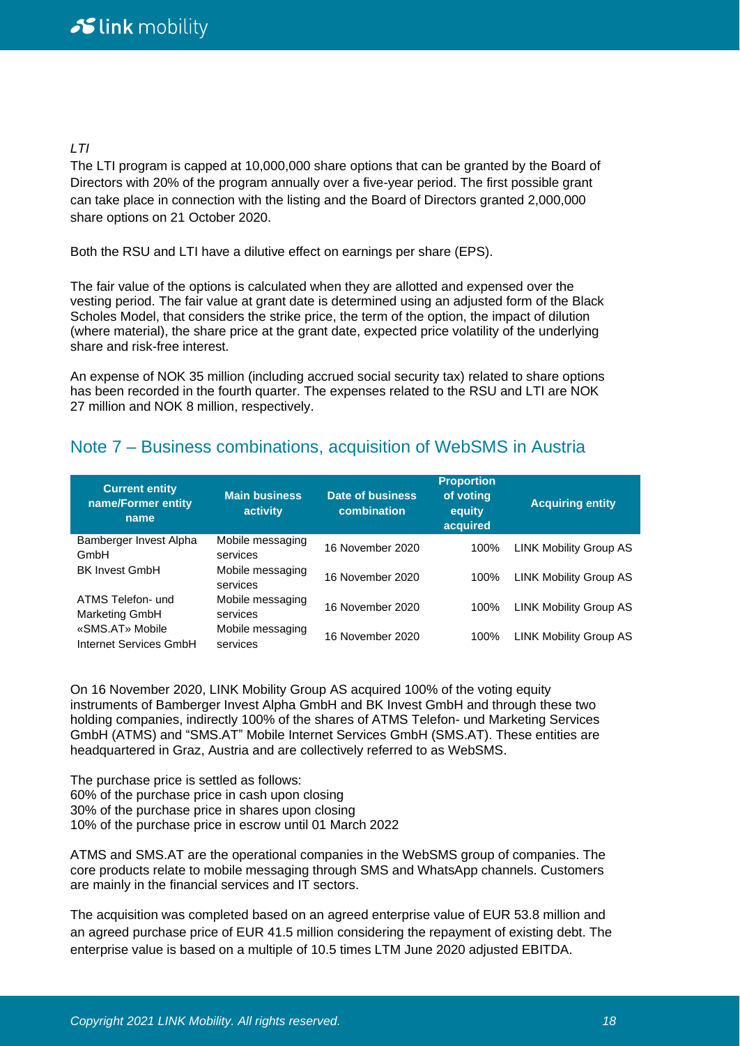*LTI*

The LTI program is capped at 10,000,000 share options that can be granted by the Board of Directors with 20% of the program annually over a five-year period. The first possible grant can take place in connection with the listing and the Board of Directors granted 2,000,000 share options on 21 October 2020.

Both the RSU and LTI have a dilutive effect on earnings per share (EPS).

The fair value of the options is calculated when they are allotted and expensed over the vesting period. The fair value at grant date is determined using an adjusted form of the Black Scholes Model, that considers the strike price, the term of the option, the impact of dilution (where material), the share price at the grant date, expected price volatility of the underlying share and risk-free interest.

An expense of NOK 35 million (including accrued social security tax) related to share options has been recorded in the fourth quarter. The expenses related to the RSU and LTI are NOK 27 million and NOK 8 million, respectively.

## Note 7 – Business combinations, acquisition of WebSMS in Austria

| Current entity name/Former entity name | Main business activity | Date of business combination | Proportion of voting equity acquired | Acquiring entity |
|---|---|---|---|---|
| Bamberger Invest Alpha GmbH | Mobile messaging services | 16 November 2020 | 100% | LINK Mobility Group AS |
| BK Invest GmbH | Mobile messaging services | 16 November 2020 | 100% | LINK Mobility Group AS |
| ATMS Telefon- und Marketing GmbH | Mobile messaging services | 16 November 2020 | 100% | LINK Mobility Group AS |
| «SMS.AT» Mobile Internet Services GmbH | Mobile messaging services | 16 November 2020 | 100% | LINK Mobility Group AS |

On 16 November 2020, LINK Mobility Group AS acquired 100% of the voting equity instruments of Bamberger Invest Alpha GmbH and BK Invest GmbH and through these two holding companies, indirectly 100% of the shares of ATMS Telefon- und Marketing Services GmbH (ATMS) and "SMS.AT" Mobile Internet Services GmbH (SMS.AT). These entities are headquartered in Graz, Austria and are collectively referred to as WebSMS.

The purchase price is settled as follows:
60% of the purchase price in cash upon closing
30% of the purchase price in shares upon closing
10% of the purchase price in escrow until 01 March 2022

ATMS and SMS.AT are the operational companies in the WebSMS group of companies. The core products relate to mobile messaging through SMS and WhatsApp channels. Customers are mainly in the financial services and IT sectors.

The acquisition was completed based on an agreed enterprise value of EUR 53.8 million and an agreed purchase price of EUR 41.5 million considering the repayment of existing debt. The enterprise value is based on a multiple of 10.5 times LTM June 2020 adjusted EBITDA.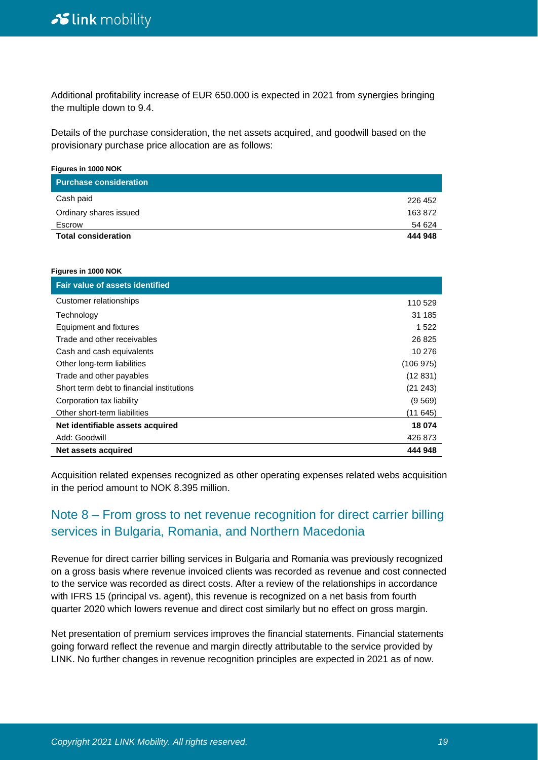Additional profitability increase of EUR 650.000 is expected in 2021 from synergies bringing the multiple down to 9.4.

Details of the purchase consideration, the net assets acquired, and goodwill based on the provisionary purchase price allocation are as follows:

**Figures in 1000 NOK**

| Purchase consideration | |
|---|---|
| Cash paid | 226 452 |
| Ordinary shares issued | 163 872 |
| Escrow | 54 624 |
| **Total consideration** | **444 948** |

**Figures in 1000 NOK**

| Fair value of assets identified | |
|---|---|
| Customer relationships | 110 529 |
| Technology | 31 185 |
| Equipment and fixtures | 1 522 |
| Trade and other receivables | 26 825 |
| Cash and cash equivalents | 10 276 |
| Other long-term liabilities | (106 975) |
| Trade and other payables | (12 831) |
| Short term debt to financial institutions | (21 243) |
| Corporation tax liability | (9 569) |
| Other short-term liabilities | (11 645) |
| **Net identifiable assets acquired** | **18 074** |
| Add: Goodwill | 426 873 |
| **Net assets acquired** | **444 948** |

Acquisition related expenses recognized as other operating expenses related webs acquisition in the period amount to NOK 8.395 million.

## Note 8 – From gross to net revenue recognition for direct carrier billing services in Bulgaria, Romania, and Northern Macedonia

Revenue for direct carrier billing services in Bulgaria and Romania was previously recognized on a gross basis where revenue invoiced clients was recorded as revenue and cost connected to the service was recorded as direct costs. After a review of the relationships in accordance with IFRS 15 (principal vs. agent), this revenue is recognized on a net basis from fourth quarter 2020 which lowers revenue and direct cost similarly but no effect on gross margin.

Net presentation of premium services improves the financial statements. Financial statements going forward reflect the revenue and margin directly attributable to the service provided by LINK. No further changes in revenue recognition principles are expected in 2021 as of now.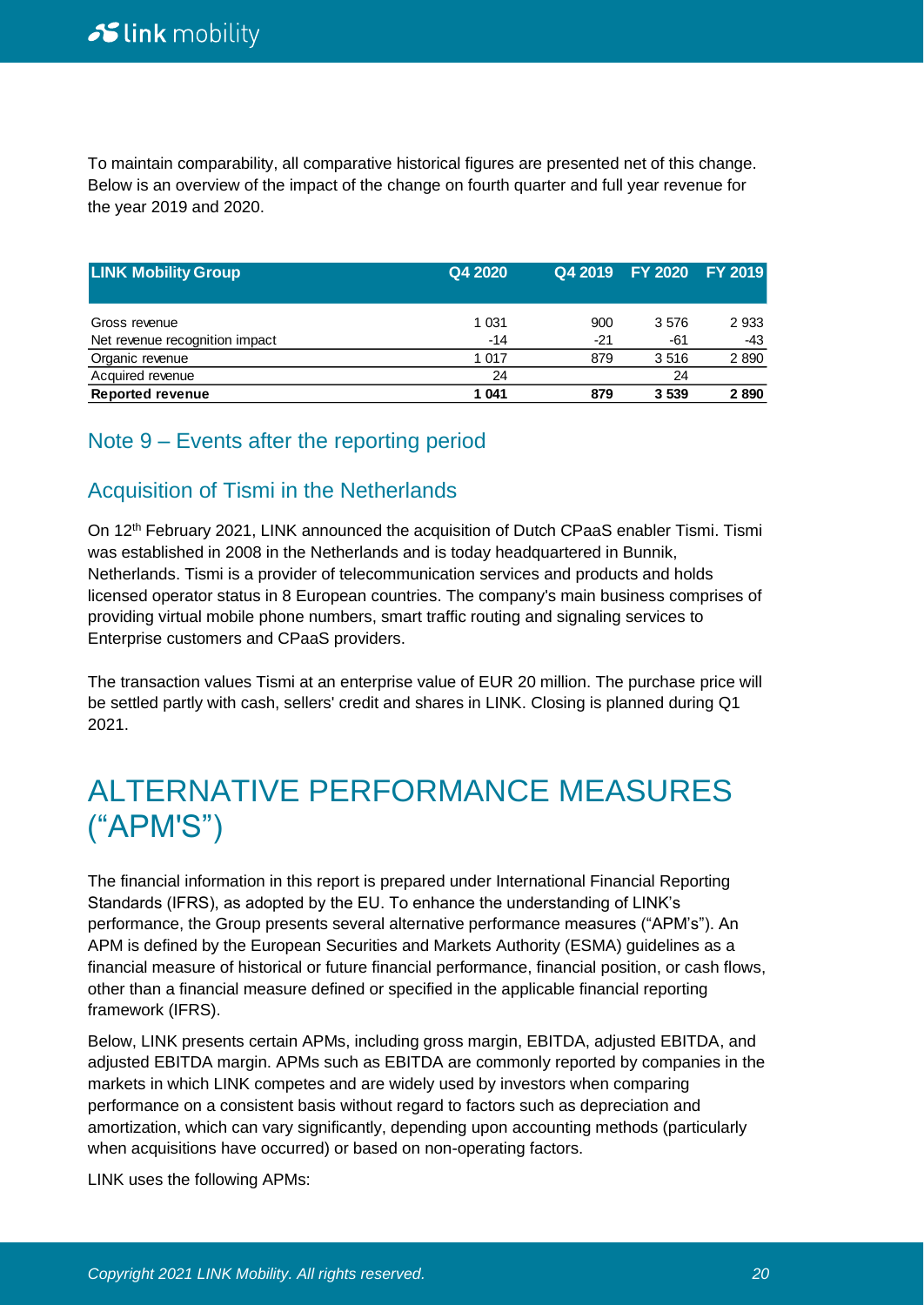To maintain comparability, all comparative historical figures are presented net of this change. Below is an overview of the impact of the change on fourth quarter and full year revenue for the year 2019 and 2020.

| LINK Mobility Group | Q4 2020 | Q4 2019 | FY 2020 | FY 2019 |
|---|---|---|---|---|
| Gross revenue | 1 031 | 900 | 3 576 | 2 933 |
| Net revenue recognition impact | -14 | -21 | -61 | -43 |
| Organic revenue | 1 017 | 879 | 3 516 | 2 890 |
| Acquired revenue | 24 | | 24 | |
| **Reported revenue** | **1 041** | **879** | **3 539** | **2 890** |

## Note 9 – Events after the reporting period

### Acquisition of Tismi in the Netherlands

On 12th February 2021, LINK announced the acquisition of Dutch CPaaS enabler Tismi. Tismi was established in 2008 in the Netherlands and is today headquartered in Bunnik, Netherlands. Tismi is a provider of telecommunication services and products and holds licensed operator status in 8 European countries. The company's main business comprises of providing virtual mobile phone numbers, smart traffic routing and signaling services to Enterprise customers and CPaaS providers.

The transaction values Tismi at an enterprise value of EUR 20 million. The purchase price will be settled partly with cash, sellers' credit and shares in LINK. Closing is planned during Q1 2021.

# ALTERNATIVE PERFORMANCE MEASURES ("APM'S")

The financial information in this report is prepared under International Financial Reporting Standards (IFRS), as adopted by the EU. To enhance the understanding of LINK's performance, the Group presents several alternative performance measures ("APM's"). An APM is defined by the European Securities and Markets Authority (ESMA) guidelines as a financial measure of historical or future financial performance, financial position, or cash flows, other than a financial measure defined or specified in the applicable financial reporting framework (IFRS).

Below, LINK presents certain APMs, including gross margin, EBITDA, adjusted EBITDA, and adjusted EBITDA margin. APMs such as EBITDA are commonly reported by companies in the markets in which LINK competes and are widely used by investors when comparing performance on a consistent basis without regard to factors such as depreciation and amortization, which can vary significantly, depending upon accounting methods (particularly when acquisitions have occurred) or based on non-operating factors.

LINK uses the following APMs: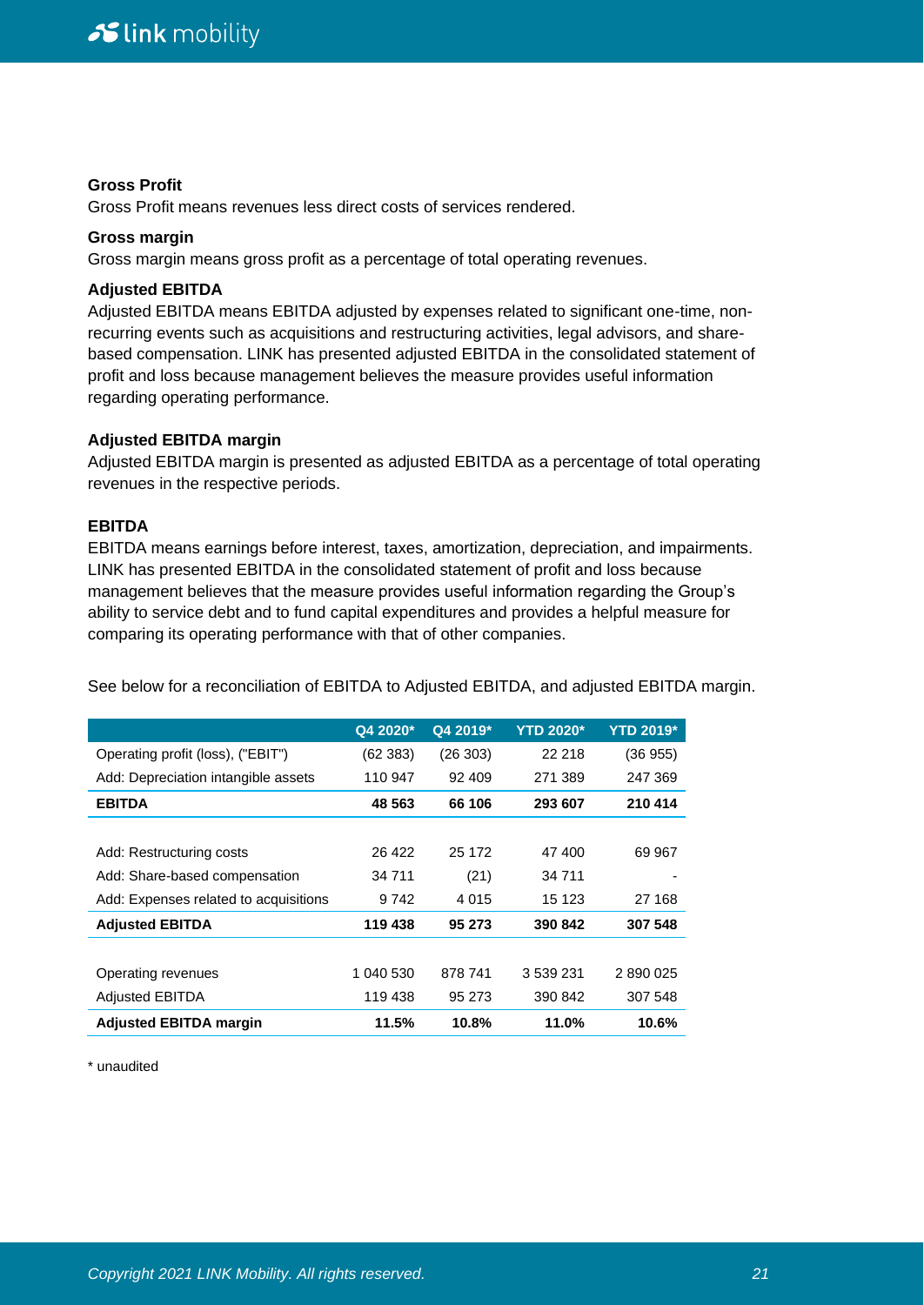**Gross Profit**

Gross Profit means revenues less direct costs of services rendered.

**Gross margin**

Gross margin means gross profit as a percentage of total operating revenues.

**Adjusted EBITDA**

Adjusted EBITDA means EBITDA adjusted by expenses related to significant one-time, non-recurring events such as acquisitions and restructuring activities, legal advisors, and share-based compensation. LINK has presented adjusted EBITDA in the consolidated statement of profit and loss because management believes the measure provides useful information regarding operating performance.

**Adjusted EBITDA margin**

Adjusted EBITDA margin is presented as adjusted EBITDA as a percentage of total operating revenues in the respective periods.

**EBITDA**

EBITDA means earnings before interest, taxes, amortization, depreciation, and impairments. LINK has presented EBITDA in the consolidated statement of profit and loss because management believes that the measure provides useful information regarding the Group's ability to service debt and to fund capital expenditures and provides a helpful measure for comparing its operating performance with that of other companies.

See below for a reconciliation of EBITDA to Adjusted EBITDA, and adjusted EBITDA margin.

| | Q4 2020* | Q4 2019* | YTD 2020* | YTD 2019* |
|---|---|---|---|---|
| Operating profit (loss), ("EBIT") | (62 383) | (26 303) | 22 218 | (36 955) |
| Add: Depreciation intangible assets | 110 947 | 92 409 | 271 389 | 247 369 |
| **EBITDA** | **48 563** | **66 106** | **293 607** | **210 414** |
| | | | | |
| Add: Restructuring costs | 26 422 | 25 172 | 47 400 | 69 967 |
| Add: Share-based compensation | 34 711 | (21) | 34 711 | - |
| Add: Expenses related to acquisitions | 9 742 | 4 015 | 15 123 | 27 168 |
| **Adjusted EBITDA** | **119 438** | **95 273** | **390 842** | **307 548** |
| | | | | |
| Operating revenues | 1 040 530 | 878 741 | 3 539 231 | 2 890 025 |
| Adjusted EBITDA | 119 438 | 95 273 | 390 842 | 307 548 |
| **Adjusted EBITDA margin** | **11.5%** | **10.8%** | **11.0%** | **10.6%** |

\* unaudited